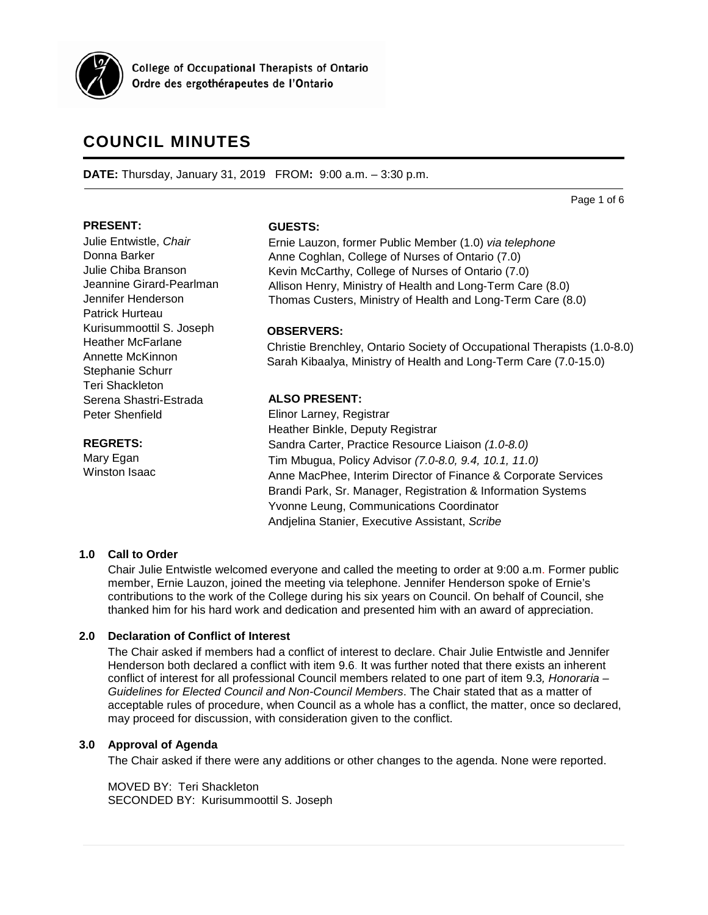College of Occupational Therapists of Ontario
Ordre des ergothérapeutes de l'Ontario

# COUNCIL MINUTES

**DATE:** Thursday, January 31, 2019 FROM**:** 9:00 a.m. – 3:30 p.m.

**PRESENT:**
Julie Entwistle, *Chair*
Donna Barker
Julie Chiba Branson
Jeannine Girard-Pearlman
Jennifer Henderson
Patrick Hurteau
Kurisummoottil S. Joseph
Heather McFarlane
Annette McKinnon
Stephanie Schurr
Teri Shackleton
Serena Shastri-Estrada
Peter Shenfield

**REGRETS:**
Mary Egan
Winston Isaac

**GUESTS:**
Ernie Lauzon, former Public Member (1.0) *via telephone*
Anne Coghlan, College of Nurses of Ontario (7.0)
Kevin McCarthy, College of Nurses of Ontario (7.0)
Allison Henry, Ministry of Health and Long-Term Care (8.0)
Thomas Custers, Ministry of Health and Long-Term Care (8.0)

**OBSERVERS:**
Christie Brenchley, Ontario Society of Occupational Therapists (1.0-8.0)
Sarah Kibaalya, Ministry of Health and Long-Term Care (7.0-15.0)

**ALSO PRESENT:**
Elinor Larney, Registrar
Heather Binkle, Deputy Registrar
Sandra Carter, Practice Resource Liaison *(1.0-8.0)*
Tim Mbugua, Policy Advisor *(7.0-8.0, 9.4, 10.1, 11.0)*
Anne MacPhee, Interim Director of Finance & Corporate Services
Brandi Park, Sr. Manager, Registration & Information Systems
Yvonne Leung, Communications Coordinator
Andjelina Stanier, Executive Assistant, *Scribe*

### 1.0 Call to Order

Chair Julie Entwistle welcomed everyone and called the meeting to order at 9:00 a.m. Former public member, Ernie Lauzon, joined the meeting via telephone. Jennifer Henderson spoke of Ernie's contributions to the work of the College during his six years on Council. On behalf of Council, she thanked him for his hard work and dedication and presented him with an award of appreciation.

### 2.0 Declaration of Conflict of Interest

The Chair asked if members had a conflict of interest to declare. Chair Julie Entwistle and Jennifer Henderson both declared a conflict with item 9.6. It was further noted that there exists an inherent conflict of interest for all professional Council members related to one part of item 9.3*, Honoraria – Guidelines for Elected Council and Non-Council Members*. The Chair stated that as a matter of acceptable rules of procedure, when Council as a whole has a conflict, the matter, once so declared, may proceed for discussion, with consideration given to the conflict.

### 3.0 Approval of Agenda

The Chair asked if there were any additions or other changes to the agenda. None were reported.

MOVED BY: Teri Shackleton
SECONDED BY: Kurisummoottil S. Joseph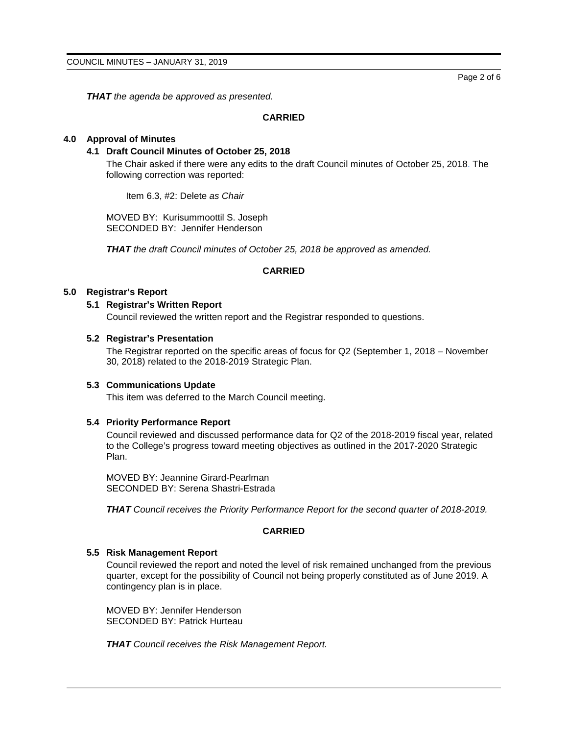***THAT*** *the agenda be approved as presented.*

**CARRIED**

## 4.0 Approval of Minutes

### 4.1 Draft Council Minutes of October 25, 2018

The Chair asked if there were any edits to the draft Council minutes of October 25, 2018. The following correction was reported:

Item 6.3, #2: Delete *as Chair*

MOVED BY: Kurisummoottil S. Joseph
SECONDED BY: Jennifer Henderson

***THAT*** *the draft Council minutes of October 25, 2018 be approved as amended.*

**CARRIED**

## 5.0 Registrar's Report

### 5.1 Registrar's Written Report

Council reviewed the written report and the Registrar responded to questions.

### 5.2 Registrar's Presentation

The Registrar reported on the specific areas of focus for Q2 (September 1, 2018 – November 30, 2018) related to the 2018-2019 Strategic Plan.

### 5.3 Communications Update

This item was deferred to the March Council meeting.

### 5.4 Priority Performance Report

Council reviewed and discussed performance data for Q2 of the 2018-2019 fiscal year, related to the College's progress toward meeting objectives as outlined in the 2017-2020 Strategic Plan.

MOVED BY: Jeannine Girard-Pearlman
SECONDED BY: Serena Shastri-Estrada

***THAT*** *Council receives the Priority Performance Report for the second quarter of 2018-2019.*

**CARRIED**

### 5.5 Risk Management Report

Council reviewed the report and noted the level of risk remained unchanged from the previous quarter, except for the possibility of Council not being properly constituted as of June 2019. A contingency plan is in place.

MOVED BY: Jennifer Henderson
SECONDED BY: Patrick Hurteau

***THAT*** *Council receives the Risk Management Report.*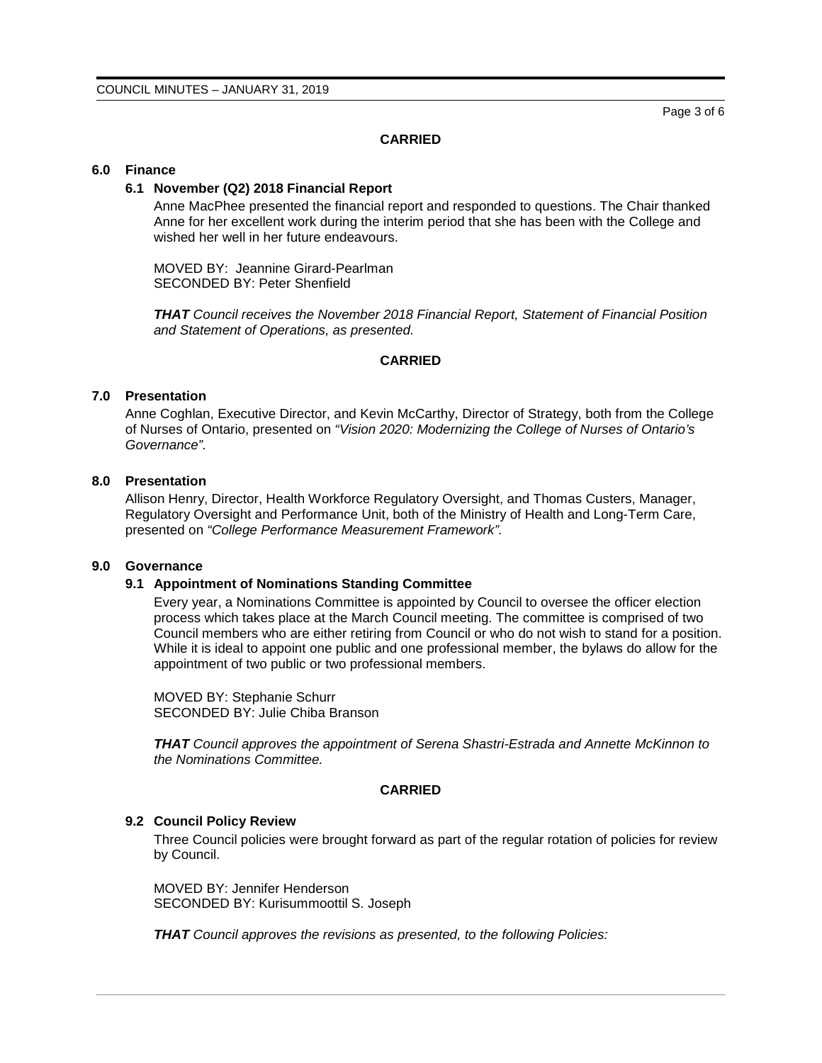**CARRIED**

## 6.0 Finance

### 6.1 November (Q2) 2018 Financial Report

Anne MacPhee presented the financial report and responded to questions. The Chair thanked Anne for her excellent work during the interim period that she has been with the College and wished her well in her future endeavours.

MOVED BY: Jeannine Girard-Pearlman
SECONDED BY: Peter Shenfield

***THAT*** *Council receives the November 2018 Financial Report, Statement of Financial Position and Statement of Operations, as presented.*

**CARRIED**

## 7.0 Presentation

Anne Coghlan, Executive Director, and Kevin McCarthy, Director of Strategy, both from the College of Nurses of Ontario, presented on *"Vision 2020: Modernizing the College of Nurses of Ontario's Governance".*

## 8.0 Presentation

Allison Henry, Director, Health Workforce Regulatory Oversight, and Thomas Custers, Manager, Regulatory Oversight and Performance Unit, both of the Ministry of Health and Long-Term Care, presented on *"College Performance Measurement Framework".*

## 9.0 Governance

### 9.1 Appointment of Nominations Standing Committee

Every year, a Nominations Committee is appointed by Council to oversee the officer election process which takes place at the March Council meeting. The committee is comprised of two Council members who are either retiring from Council or who do not wish to stand for a position. While it is ideal to appoint one public and one professional member, the bylaws do allow for the appointment of two public or two professional members.

MOVED BY: Stephanie Schurr
SECONDED BY: Julie Chiba Branson

***THAT*** *Council approves the appointment of Serena Shastri-Estrada and Annette McKinnon to the Nominations Committee.*

**CARRIED**

### 9.2 Council Policy Review

Three Council policies were brought forward as part of the regular rotation of policies for review by Council.

MOVED BY: Jennifer Henderson
SECONDED BY: Kurisummoottil S. Joseph

***THAT*** *Council approves the revisions as presented, to the following Policies:*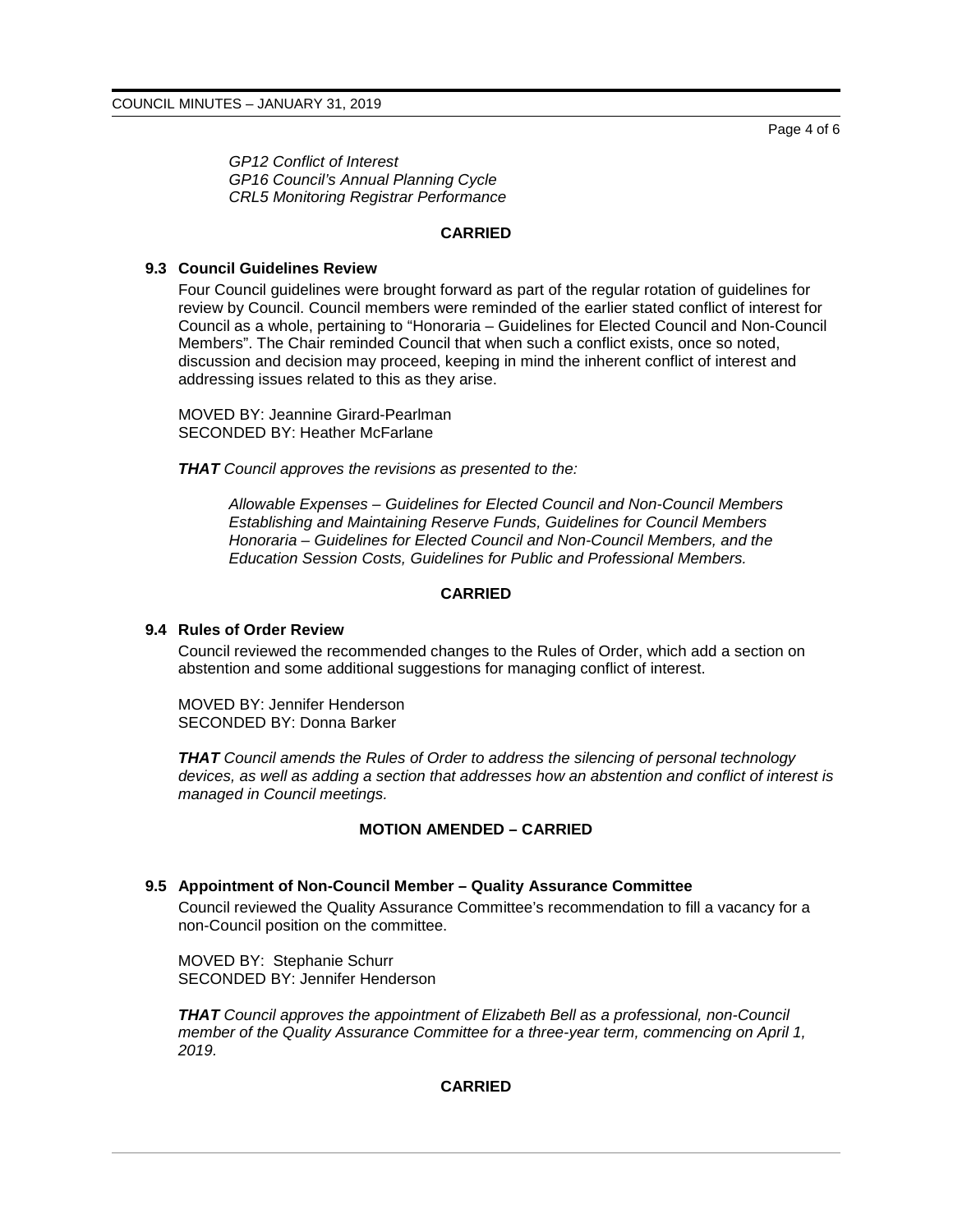*GP12 Conflict of Interest*
*GP16 Council's Annual Planning Cycle*
*CRL5 Monitoring Registrar Performance*

**CARRIED**

### 9.3 Council Guidelines Review

Four Council guidelines were brought forward as part of the regular rotation of guidelines for review by Council. Council members were reminded of the earlier stated conflict of interest for Council as a whole, pertaining to "Honoraria – Guidelines for Elected Council and Non-Council Members". The Chair reminded Council that when such a conflict exists, once so noted, discussion and decision may proceed, keeping in mind the inherent conflict of interest and addressing issues related to this as they arise.

MOVED BY: Jeannine Girard-Pearlman
SECONDED BY: Heather McFarlane

***THAT** Council approves the revisions as presented to the:*

> *Allowable Expenses – Guidelines for Elected Council and Non-Council Members*
> *Establishing and Maintaining Reserve Funds, Guidelines for Council Members*
> *Honoraria – Guidelines for Elected Council and Non-Council Members, and the*
> *Education Session Costs, Guidelines for Public and Professional Members.*

**CARRIED**

### 9.4 Rules of Order Review

Council reviewed the recommended changes to the Rules of Order, which add a section on abstention and some additional suggestions for managing conflict of interest.

MOVED BY: Jennifer Henderson
SECONDED BY: Donna Barker

***THAT** Council amends the Rules of Order to address the silencing of personal technology devices, as well as adding a section that addresses how an abstention and conflict of interest is managed in Council meetings.*

**MOTION AMENDED – CARRIED**

### 9.5 Appointment of Non-Council Member – Quality Assurance Committee

Council reviewed the Quality Assurance Committee's recommendation to fill a vacancy for a non-Council position on the committee.

MOVED BY: Stephanie Schurr
SECONDED BY: Jennifer Henderson

***THAT** Council approves the appointment of Elizabeth Bell as a professional, non-Council member of the Quality Assurance Committee for a three-year term, commencing on April 1, 2019.*

**CARRIED**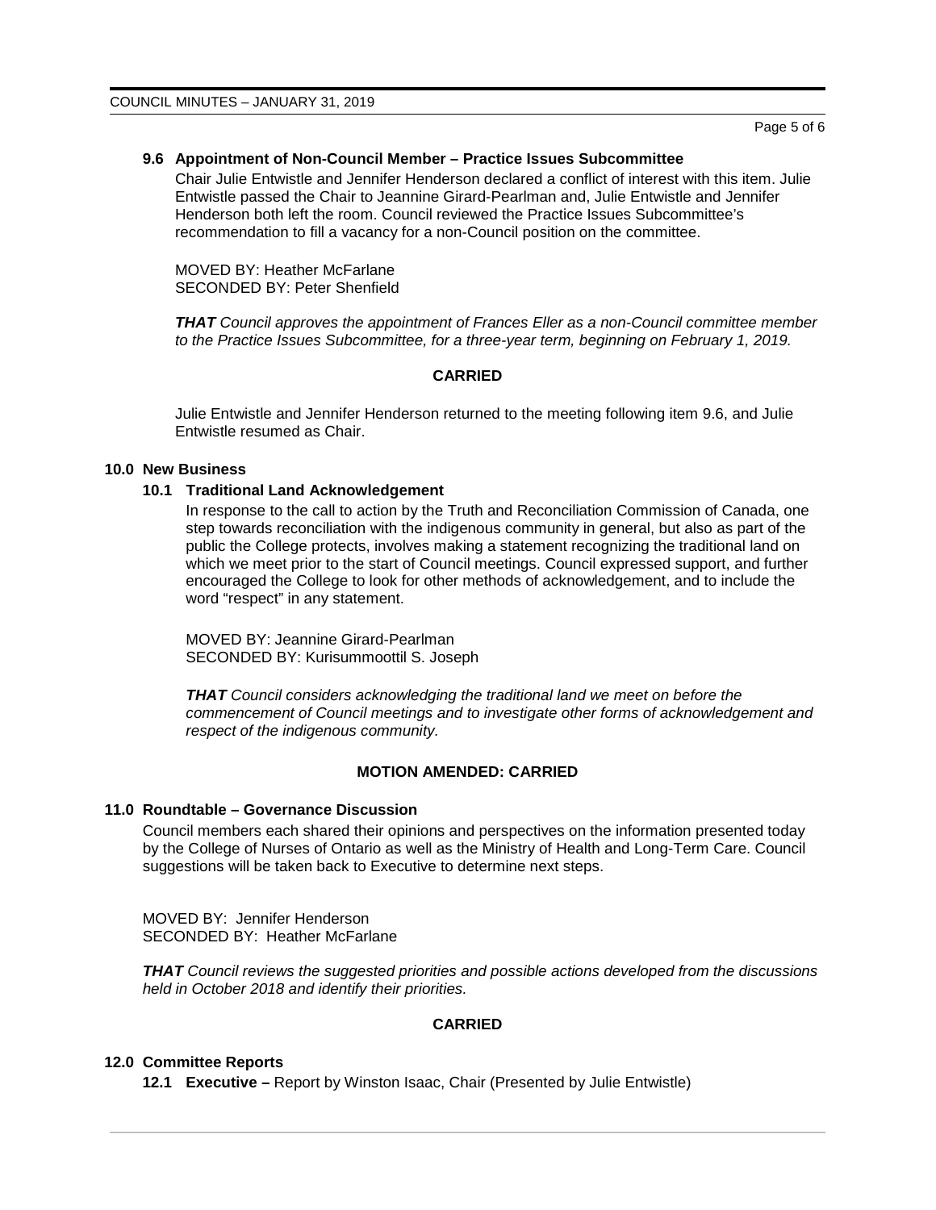### 9.6 Appointment of Non-Council Member – Practice Issues Subcommittee

Chair Julie Entwistle and Jennifer Henderson declared a conflict of interest with this item. Julie Entwistle passed the Chair to Jeannine Girard-Pearlman and, Julie Entwistle and Jennifer Henderson both left the room. Council reviewed the Practice Issues Subcommittee's recommendation to fill a vacancy for a non-Council position on the committee.

MOVED BY: Heather McFarlane
SECONDED BY: Peter Shenfield

***THAT** Council approves the appointment of Frances Eller as a non-Council committee member to the Practice Issues Subcommittee, for a three-year term, beginning on February 1, 2019.*

**CARRIED**

Julie Entwistle and Jennifer Henderson returned to the meeting following item 9.6, and Julie Entwistle resumed as Chair.

## 10.0 New Business

### 10.1 Traditional Land Acknowledgement

In response to the call to action by the Truth and Reconciliation Commission of Canada, one step towards reconciliation with the indigenous community in general, but also as part of the public the College protects, involves making a statement recognizing the traditional land on which we meet prior to the start of Council meetings. Council expressed support, and further encouraged the College to look for other methods of acknowledgement, and to include the word "respect" in any statement.

MOVED BY: Jeannine Girard-Pearlman
SECONDED BY: Kurisummoottil S. Joseph

***THAT** Council considers acknowledging the traditional land we meet on before the commencement of Council meetings and to investigate other forms of acknowledgement and respect of the indigenous community.*

**MOTION AMENDED: CARRIED**

## 11.0 Roundtable – Governance Discussion

Council members each shared their opinions and perspectives on the information presented today by the College of Nurses of Ontario as well as the Ministry of Health and Long-Term Care. Council suggestions will be taken back to Executive to determine next steps.

MOVED BY: Jennifer Henderson
SECONDED BY: Heather McFarlane

***THAT** Council reviews the suggested priorities and possible actions developed from the discussions held in October 2018 and identify their priorities.*

**CARRIED**

## 12.0 Committee Reports

**12.1 Executive –** Report by Winston Isaac, Chair (Presented by Julie Entwistle)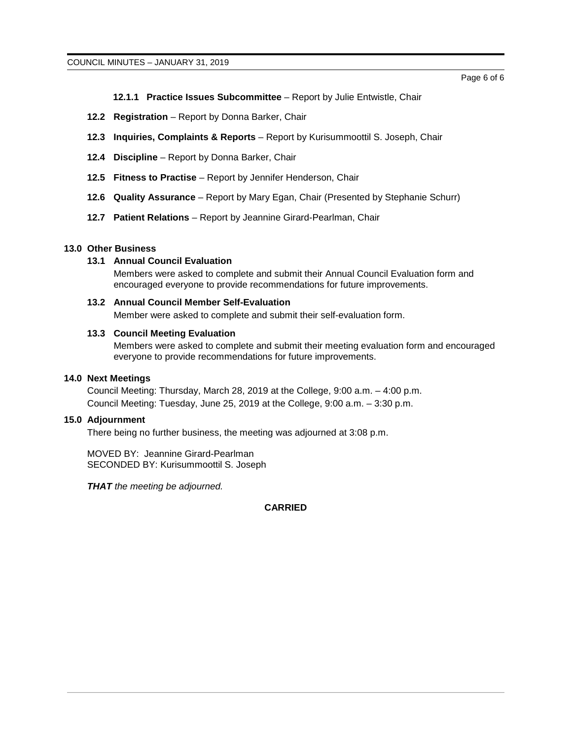**12.1.1 Practice Issues Subcommittee** – Report by Julie Entwistle, Chair

**12.2 Registration** – Report by Donna Barker, Chair

**12.3 Inquiries, Complaints & Reports** – Report by Kurisummoottil S. Joseph, Chair

**12.4 Discipline** – Report by Donna Barker, Chair

**12.5 Fitness to Practise** – Report by Jennifer Henderson, Chair

**12.6 Quality Assurance** – Report by Mary Egan, Chair (Presented by Stephanie Schurr)

**12.7 Patient Relations** – Report by Jeannine Girard-Pearlman, Chair

## 13.0 Other Business

### 13.1 Annual Council Evaluation

Members were asked to complete and submit their Annual Council Evaluation form and encouraged everyone to provide recommendations for future improvements.

### 13.2 Annual Council Member Self-Evaluation

Member were asked to complete and submit their self-evaluation form.

### 13.3 Council Meeting Evaluation

Members were asked to complete and submit their meeting evaluation form and encouraged everyone to provide recommendations for future improvements.

## 14.0 Next Meetings

Council Meeting: Thursday, March 28, 2019 at the College, 9:00 a.m. – 4:00 p.m.
Council Meeting: Tuesday, June 25, 2019 at the College, 9:00 a.m. – 3:30 p.m.

## 15.0 Adjournment

There being no further business, the meeting was adjourned at 3:08 p.m.

MOVED BY: Jeannine Girard-Pearlman
SECONDED BY: Kurisummoottil S. Joseph

***THAT** the meeting be adjourned.*

**CARRIED**